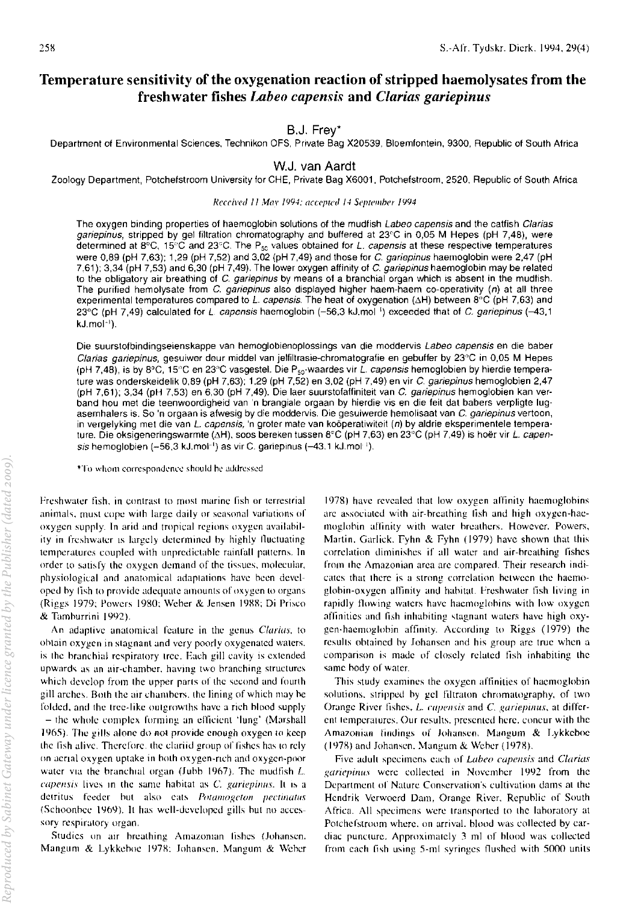# Temperature sensitivity of the oxygenation reaction of stripped haemolysates from the freshwater fishes *Labeo capensis* and *Clarias gariepinus*

B.J. Frey*

Department of Environmental Sciences, Technikon OFS, Private Bag X20539, Bloemfontein, 9300, Republic of South Africa

W.J. van Aardt

Zoology Department, Potchefstroom University for CHE, Private Bag X6001, Potchefstroom, 2520, Republic of South Africa

*Received 11 May 1994; accepted 14 September 1994*

The oxygen binding properties of haemoglobin solutions of the mudfish *Labeo capensis* and the catfish *Clarias gariepinus*, stripped by gel filtration chromatography and buffered at 23°C in 0,05 M Hepes (pH 7,48), were determined at 8°C, 15°C and 23°C. The $P_{50}$ values obtained for *L. capensis* at these respective temperatures were 0,89 (pH 7,63); 1,29 (pH 7,52) and 3,02 (pH 7,49) and those for *C. gariepinus* haemoglobin were 2,47 (pH 7,61); 3,34 (pH 7,53) and 6,30 (pH 7,49). The lower oxygen affinity of *C. gariepinus* haemoglobin may be related to the obligatory air breathing of *C. gariepinus* by means of a branchial organ which is absent in the mudfish. The purified hemolysate from *C. gariepinus* also displayed higher haem-haem co-operativity ($n$) at all three experimental temperatures compared to *L. capensis*. The heat of oxygenation ($\Delta H$) between 8°C (pH 7,63) and 23°C (pH 7,49) calculated for *L. capensis* haemoglobin ($-56{,}3$ kJ.mol$^{-1}$) exceeded that of *C. gariepinus* ($-43{,}1$ kJ.mol$^{-1}$).

Die suurstofbindingseienskappe van hemoglobienoplossings van die moddervis *Labeo capensis* en die baber *Clarias gariepinus*, gesuiwer deur middel van jelfiltrasie-chromatografie en gebuffer by 23°C in 0,05 M Hepes (pH 7,48), is by 8°C, 15°C en 23°C vasgestel. Die $P_{50}$-waardes vir *L. capensis* hemoglobien by hierdie temperature was onderskeidelik 0,89 (pH 7,63); 1,29 (pH 7,52) en 3,02 (pH 7,49) en vir *C. gariepinus* hemoglobien 2,47 (pH 7,61); 3,34 (pH 7,53) en 6,30 (pH 7,49). Die laer suurstofaffiniteit van *C. gariepinus* hemoglobien kan verband hou met die teenwoordigheid van 'n brangiale orgaan by hierdie vis en die feit dat babers verpligte lugasemhalers is. So 'n orgaan is afwesig by die moddervis. Die gesuiwerde hemolisaat van *C. gariepinus* vertoon, in vergelyking met die van *L. capensis*, 'n groter mate van koöperatiwiteit ($n$) by aldrie eksperimentele temperature. Die oksigeneringswarmte ($\Delta H$), soos bereken tussen 8°C (pH 7,63) en 23°C (pH 7,49) is hoër vir *L. capensis* hemoglobien ($-56{,}3$ kJ.mol$^{-1}$) as vir C. gariepinus ($-43{,}1$ kJ.mol$^{-1}$).

*To whom correspondence should be addressed

Freshwater fish, in contrast to most marine fish or terrestrial animals, must cope with large daily or seasonal variations of oxygen supply. In arid and tropical regions oxygen availability in freshwater is largely determined by highly fluctuating temperatures coupled with unpredictable rainfall patterns. In order to satisfy the oxygen demand of the tissues, molecular, physiological and anatomical adaptations have been developed by fish to provide adequate amounts of oxygen to organs (Riggs 1979; Powers 1980; Weber & Jensen 1988; Di Prisco & Tamburrini 1992).

An adaptive anatomical feature in the genus *Clarias*, to obtain oxygen in stagnant and very poorly oxygenated waters, is the branchial respiratory tree. Each gill cavity is extended upwards as an air-chamber, having two branching structures which develop from the upper parts of the second and fourth gill arches. Both the air chambers, the lining of which may be folded, and the tree-like outgrowths have a rich blood supply – the whole complex forming an efficient 'lung' (Marshall 1965). The gills alone do not provide enough oxygen to keep the fish alive. Therefore, the clariid group of fishes has to rely on aerial oxygen uptake in both oxygen-rich and oxygen-poor water via the branchial organ (Jubb 1967). The mudfish *L. capensis* lives in the same habitat as *C. gariepinus*. It is a detritus feeder but also eats *Potamogeton pectinatus* (Schoonbee 1969). It has well-developed gills but no accessory respiratory organ.

Studies on air breathing Amazonian fishes (Johansen, Mangum & Lykkeboe 1978; Johansen, Mangum & Weber 1978) have revealed that low oxygen affinity haemoglobins are associated with air-breathing fish and high oxygen-haemoglobin affinity with water breathers. However, Powers, Martin, Garlick, Fyhn & Fyhn (1979) have shown that this correlation diminishes if all water and air-breathing fishes from the Amazonian area are compared. Their research indicates that there is a strong correlation between the haemoglobin-oxygen affinity and habitat. Freshwater fish living in rapidly flowing waters have haemoglobins with low oxygen affinities and fish inhabiting stagnant waters have high oxygen-haemoglobin affinity. According to Riggs (1979) the results obtained by Johansen and his group are true when a comparison is made of closely related fish inhabiting the same body of water.

This study examines the oxygen affinities of haemoglobin solutions, stripped by gel filtraton chromatography, of two Orange River fishes, *L. capensis* and *C. gariepinus*, at different temperatures. Our results, presented here, concur with the Amazonian findings of Johansen, Mangum & Lykkeboe (1978) and Johansen, Mangum & Weber (1978).

Five adult specimens each of *Labeo capensis* and *Clarias gariepinus* were collected in November 1992 from the Department of Nature Conservation's cultivation dams at the Hendrik Verwoerd Dam, Orange River, Republic of South Africa. All specimens were transported to the laboratory at Potchefstroom where, on arrival, blood was collected by cardiac puncture. Approximately 3 ml of blood was collected from each fish using 5-ml syringes flushed with 5000 units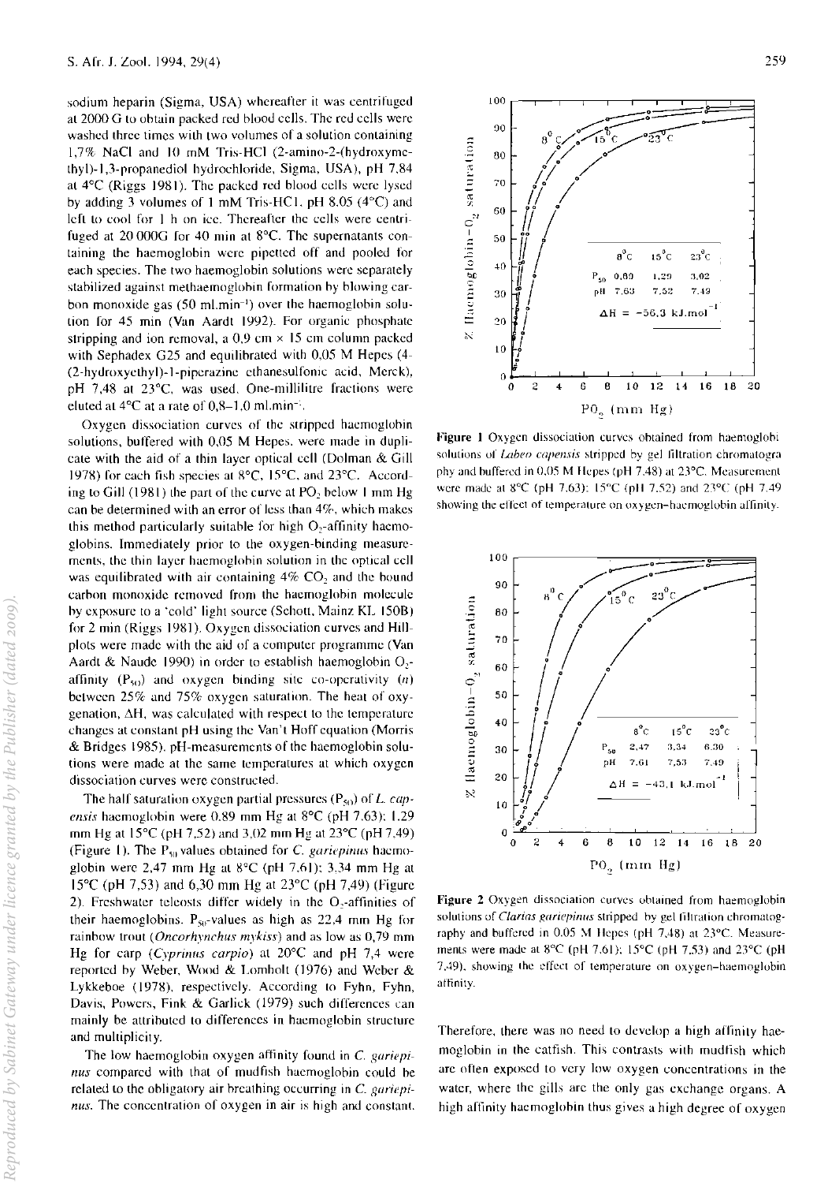sodium heparin (Sigma, USA) whereafter it was centrifuged at 2000 G to obtain packed red blood cells. The red cells were washed three times with two volumes of a solution containing 1,7% NaCl and 10 mM Tris-HCl (2-amino-2-(hydroxymethyl)-1,3-propanediol hydrochloride, Sigma, USA), pH 7,84 at 4°C (Riggs 1981). The packed red blood cells were lysed by adding 3 volumes of 1 mM Tris-HCl, pH 8,05 (4°C) and left to cool for 1 h on ice. Thereafter the cells were centrifuged at 20 000G for 40 min at 8°C. The supernatants containing the haemoglobin were pipetted off and pooled for each species. The two haemoglobin solutions were separately stabilized against methaemoglobin formation by blowing carbon monoxide gas (50 ml.min$^{-1}$) over the haemoglobin solution for 45 min (Van Aardt 1992). For organic phosphate stripping and ion removal, a 0,9 cm × 15 cm column packed with Sephadex G25 and equilibrated with 0,05 M Hepes (4-(2-hydroxyethyl)-1-piperazine ethanesulfonic acid, Merck), pH 7,48 at 23°C, was used. One-millilitre fractions were eluted at 4°C at a rate of 0,8–1,0 ml.min$^{-1}$.

Oxygen dissociation curves of the stripped haemoglobin solutions, buffered with 0,05 M Hepes, were made in duplicate with the aid of a thin layer optical cell (Dolman & Gill 1978) for each fish species at 8°C, 15°C, and 23°C. According to Gill (1981) the part of the curve at $PO_2$ below 1 mm Hg can be determined with an error of less than 4%, which makes this method particularly suitable for high $O_2$-affinity haemoglobins. Immediately prior to the oxygen-binding measurements, the thin layer haemoglobin solution in the optical cell was equilibrated with air containing 4% $CO_2$ and the bound carbon monoxide removed from the haemoglobin molecule by exposure to a 'cold' light source (Schott, Mainz KL 150B) for 2 min (Riggs 1981). Oxygen dissociation curves and Hill-plots were made with the aid of a computer programme (Van Aardt & Naude 1990) in order to establish haemoglobin $O_2$-affinity ($P_{50}$) and oxygen binding site co-operativity ($n$) between 25% and 75% oxygen saturation. The heat of oxygenation, ΔH, was calculated with respect to the temperature changes at constant pH using the Van't Hoff equation (Morris & Bridges 1985). pH-measurements of the haemoglobin solutions were made at the same temperatures at which oxygen dissociation curves were constructed.

The half saturation oxygen partial pressures ($P_{50}$) of *L. capensis* haemoglobin were 0,89 mm Hg at 8°C (pH 7,63); 1,29 mm Hg at 15°C (pH 7,52) and 3,02 mm Hg at 23°C (pH 7,49) (Figure 1). The $P_{50}$ values obtained for *C. gariepinus* haemoglobin were 2,47 mm Hg at 8°C (pH 7,61); 3,34 mm Hg at 15°C (pH 7,53) and 6,30 mm Hg at 23°C (pH 7,49) (Figure 2). Freshwater teleosts differ widely in the $O_2$-affinities of their haemoglobins. $P_{50}$-values as high as 22,4 mm Hg for rainbow trout (*Oncorhynchus mykiss*) and as low as 0,79 mm Hg for carp (*Cyprinus carpio*) at 20°C and pH 7,4 were reported by Weber, Wood & Lomholt (1976) and Weber & Lykkeboe (1978), respectively. According to Fyhn, Fyhn, Davis, Powers, Fink & Garlick (1979) such differences can mainly be attributed to differences in haemoglobin structure and multiplicity.

The low haemoglobin oxygen affinity found in *C. gariepinus* compared with that of mudfish haemoglobin could be related to the obligatory air breathing occurring in *C. gariepinus*. The concentration of oxygen in air is high and constant. Therefore, there was no need to develop a high affinity haemoglobin in the catfish. This contrasts with mudfish which are often exposed to very low oxygen concentrations in the water, where the gills are the only gas exchange organs. A high affinity haemoglobin thus gives a high degree of oxygen

**Figure 1** Oxygen dissociation curves obtained from haemoglobin solutions of *Labeo capensis* stripped by gel filtration chromatography and buffered in 0,05 M Hepes (pH 7,48) at 23°C. Measurement were made at 8°C (pH 7,63); 15°C (pH 7,52) and 23°C (pH 7,49) showing the effect of temperature on oxygen–haemoglobin affinity.

**Figure 2** Oxygen dissociation curves obtained from haemoglobin solutions of *Clarias gariepinus* stripped by gel filtration chromatography and buffered in 0,05 M Hepes (pH 7,48) at 23°C. Measurements were made at 8°C (pH 7,61); 15°C (pH 7,53) and 23°C (pH 7,49), showing the effect of temperature on oxygen–haemoglobin affinity.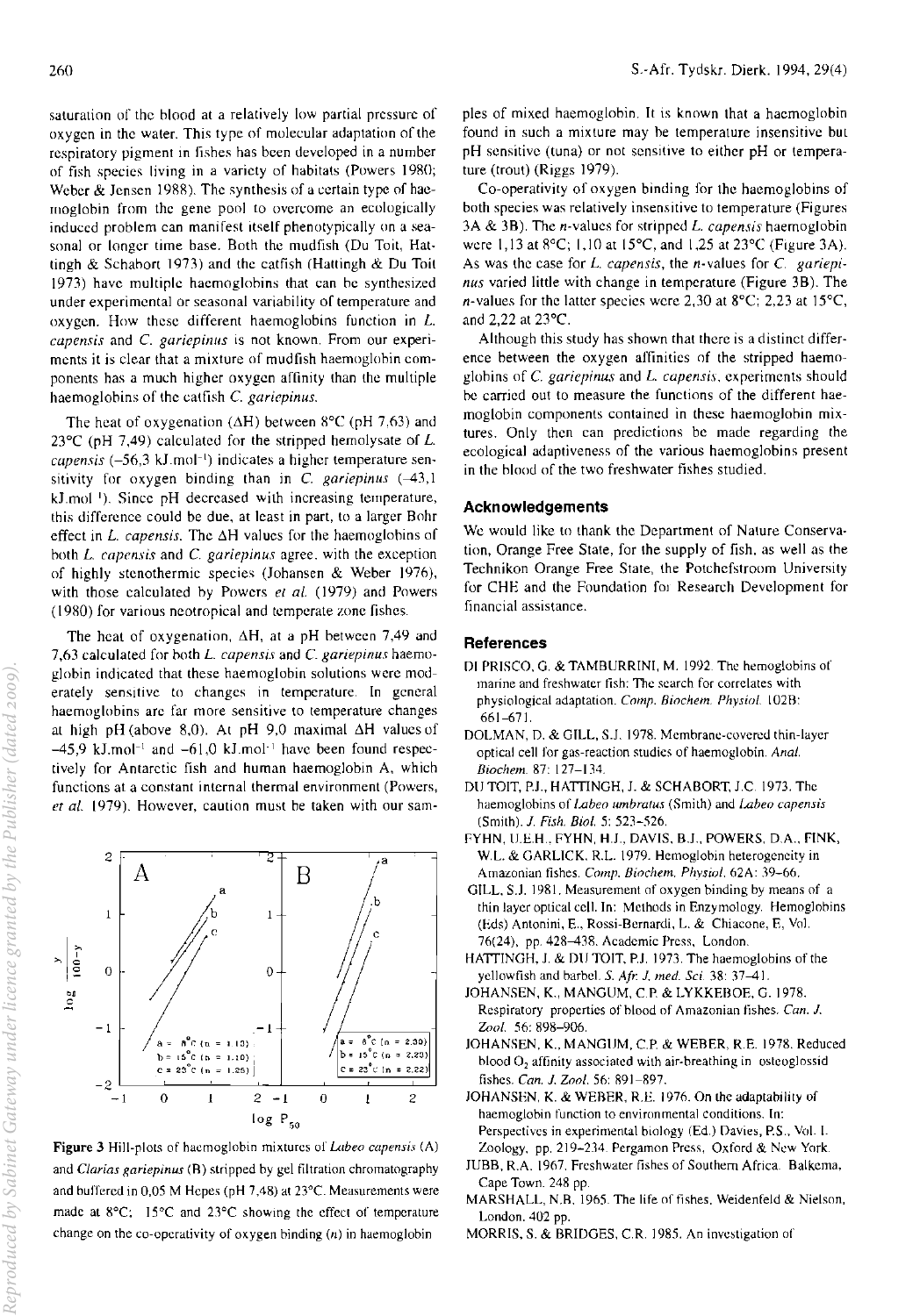saturation of the blood at a relatively low partial pressure of oxygen in the water. This type of molecular adaptation of the respiratory pigment in fishes has been developed in a number of fish species living in a variety of habitats (Powers 1980; Weber & Jensen 1988). The synthesis of a certain type of haemoglobin from the gene pool to overcome an ecologically induced problem can manifest itself phenotypically on a seasonal or longer time base. Both the mudfish (Du Toit, Hattingh & Schabort 1973) and the catfish (Hattingh & Du Toit 1973) have multiple haemoglobins that can be synthesized under experimental or seasonal variability of temperature and oxygen. How these different haemoglobins function in *L. capensis* and *C. gariepinus* is not known. From our experiments it is clear that a mixture of mudfish haemoglobin components has a much higher oxygen affinity than the multiple haemoglobins of the catfish *C. gariepinus*.

The heat of oxygenation ($\Delta H$) between 8°C (pH 7,63) and 23°C (pH 7,49) calculated for the stripped hemolysate of *L. capensis* (–56,3 kJ.mol$^{-1}$) indicates a higher temperature sensitivity for oxygen binding than in *C. gariepinus* (–43,1 kJ.mol$^{-1}$). Since pH decreased with increasing temperature, this difference could be due, at least in part, to a larger Bohr effect in *L. capensis*. The $\Delta H$ values for the haemoglobins of both *L. capensis* and *C. gariepinus* agree, with the exception of highly stenothermic species (Johansen & Weber 1976), with those calculated by Powers *et al.* (1979) and Powers (1980) for various neotropical and temperate zone fishes.

The heat of oxygenation, $\Delta H$, at a pH between 7,49 and 7,63 calculated for both *L. capensis* and *C. gariepinus* haemoglobin indicated that these haemoglobin solutions were moderately sensitive to changes in temperature. In general haemoglobins are far more sensitive to temperature changes at high pH (above 8,0). At pH 9,0 maximal $\Delta H$ values of –45,9 kJ.mol$^{-1}$ and –61,0 kJ.mol$^{-1}$ have been found respectively for Antarctic fish and human haemoglobin A, which functions at a constant internal thermal environment (Powers, *et al.* 1979). However, caution must be taken with our samples of mixed haemoglobin. It is known that a haemoglobin found in such a mixture may be temperature insensitive but pH sensitive (tuna) or not sensitive to either pH or temperature (trout) (Riggs 1979).

Co-operativity of oxygen binding for the haemoglobins of both species was relatively insensitive to temperature (Figures 3A & 3B). The *n*-values for stripped *L. capensis* haemoglobin were 1,13 at 8°C; 1,10 at 15°C, and 1,25 at 23°C (Figure 3A). As was the case for *L. capensis*, the *n*-values for *C. gariepinus* varied little with change in temperature (Figure 3B). The *n*-values for the latter species were 2,30 at 8°C; 2,23 at 15°C, and 2,22 at 23°C.

Although this study has shown that there is a distinct difference between the oxygen affinities of the stripped haemoglobins of *C. gariepinus* and *L. capensis*, experiments should be carried out to measure the functions of the different haemoglobin components contained in these haemoglobin mixtures. Only then can predictions be made regarding the ecological adaptiveness of the various haemoglobins present in the blood of the two freshwater fishes studied.

**Figure 3** Hill-plots of haemoglobin mixtures of *Labeo capensis* (A) and *Clarias gariepinus* (B) stripped by gel filtration chromatography and buffered in 0,05 M Hepes (pH 7,48) at 23°C. Measurements were made at 8°C; 15°C and 23°C showing the effect of temperature change on the co-operativity of oxygen binding (*n*) in haemoglobin

## Acknowledgements

We would like to thank the Department of Nature Conservation, Orange Free State, for the supply of fish, as well as the Technikon Orange Free State, the Potchefstroom University for CHE and the Foundation for Research Development for financial assistance.

## References

DI PRISCO, G. & TAMBURRINI, M. 1992. The hemoglobins of marine and freshwater fish: The search for correlates with physiological adaptation. *Comp. Biochem. Physiol.* 102B: 661–671.

DOLMAN, D. & GILL, S.J. 1978. Membrane-covered thin-layer optical cell for gas-reaction studies of haemoglobin. *Anal. Biochem.* 87: 127–134.

DU TOIT, P.J., HATTINGH, J. & SCHABORT, J.C. 1973. The haemoglobins of *Labeo umbratus* (Smith) and *Labeo capensis* (Smith). *J. Fish. Biol.* 5: 523–526.

FYHN, U.E.H., FYHN, H.J., DAVIS, B.J., POWERS, D.A., FINK, W.L. & GARLICK, R.L. 1979. Hemoglobin heterogeneity in Amazonian fishes. *Comp. Biochem. Physiol.* 62A: 39–66.

GILL, S.J. 1981. Measurement of oxygen binding by means of a thin layer optical cell. In: Methods in Enzymology. Hemoglobins (Eds) Antonini, E., Rossi-Bernardi, L. & Chiacone, E, Vol. 76(24), pp. 428–438. Academic Press, London.

HATTINGH, J. & DU TOIT, P.J. 1973. The haemoglobins of the yellowfish and barbel. *S. Afr. J. med. Sci.* 38: 37–41.

JOHANSEN, K., MANGUM, C.P. & LYKKEBOE, G. 1978. Respiratory properties of blood of Amazonian fishes. *Can. J. Zool.* 56: 898–906.

JOHANSEN, K., MANGUM, C.P. & WEBER, R.E. 1978. Reduced blood $O_2$ affinity associated with air-breathing in osteoglossid fishes. *Can. J. Zool.* 56: 891–897.

JOHANSEN, K. & WEBER, R.E. 1976. On the adaptability of haemoglobin function to environmental conditions. In: Perspectives in experimental biology (Ed.) Davies, P.S., Vol. 1. Zoology, pp. 219–234. Pergamon Press, Oxford & New York.

JUBB, R.A. 1967. Freshwater fishes of Southern Africa. Balkema, Cape Town. 248 pp.

MARSHALL, N.B. 1965. The life of fishes. Weidenfeld & Nielson, London. 402 pp.

MORRIS, S. & BRIDGES, C.R. 1985. An investigation of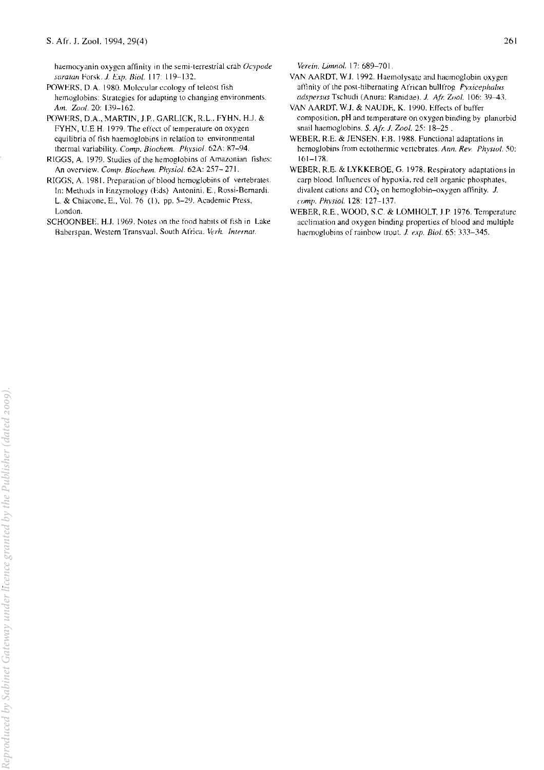haemocyanin oxygen affinity in the semi-terrestrial crab *Ocypode saratan* Forsk. *J. Exp. Biol.* 117: 119–132.

POWERS, D.A. 1980. Molecular ecology of teleost fish hemoglobins: Strategies for adapting to changing environments. *Am. Zool.* 20: 139–162.

POWERS, D.A., MARTIN, J.P., GARLICK, R.L., FYHN, H.J. & FYHN, U.E.H. 1979. The effect of temperature on oxygen equilibria of fish haemoglobins in relation to environmental thermal variability. *Comp. Biochem. Physiol.* 62A: 87–94.

RIGGS, A. 1979. Studies of the hemoglobins of Amazonian fishes: An overview. *Comp. Biochem. Physiol.* 62A: 257–271.

RIGGS, A. 1981. Preparation of blood hemoglobins of vertebrates. In: Methods in Enzymology (Eds) Antonini, E., Rossi-Bernardi, L. & Chiacone, E., Vol. 76 (1), pp. 5–29. Academic Press, London.

SCHOONBEE, H.J. 1969. Notes on the food habits of fish in Lake Barberspan, Western Transvaal, South Africa. *Verh. Internat. Verein. Limnol.* 17: 689–701.

VAN AARDT, W.J. 1992. Haemolysate and haemoglobin oxygen affinity of the post-hibernating African bullfrog *Pyxicephalus adspersus* Tschudi (Anura: Ranidae). *J. Afr. Zool.* 106: 39–43.

VAN AARDT, W.J. & NAUDE, K. 1990. Effects of buffer composition, pH and temperature on oxygen binding by planorbid snail haemoglobins. *S. Afr. J. Zool.* 25: 18–25.

WEBER, R.E. & JENSEN, F.B. 1988. Functional adaptations in hemoglobins from ectothermic vertebrates. *Ann. Rev. Physiol.* 50: 161–178.

WEBER, R.E. & LYKKEBOE, G. 1978. Respiratory adaptations in carp blood. Influences of hypoxia, red cell organic phosphates, divalent cations and $CO_2$ on hemoglobin–oxygen affinity. *J. comp. Physiol.* 128: 127–137.

WEBER, R.E., WOOD, S.C. & LOMHOLT, J.P. 1976. Temperature acclimation and oxygen binding properties of blood and multiple haemoglobins of rainbow trout. *J. exp. Biol.* 65: 333–345.